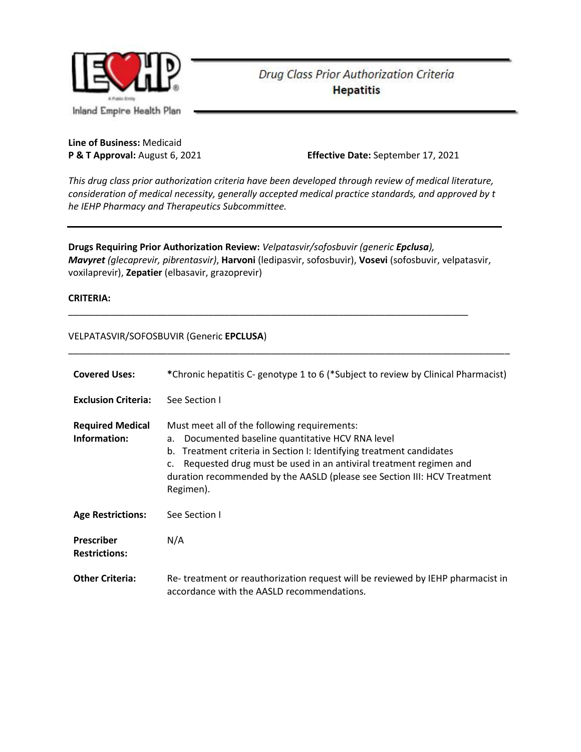Inland Empire Health Plan

# Drug Class Prior Authorization Criteria
## Hepatitis

**Line of Business:** Medicaid
**P & T Approval:** August 6, 2021 **Effective Date:** September 17, 2021

*This drug class prior authorization criteria have been developed through review of medical literature, consideration of medical necessity, generally accepted medical practice standards, and approved by the IEHP Pharmacy and Therapeutics Subcommittee.*

---

**Drugs Requiring Prior Authorization Review:** *Velpatasvir/sofosbuvir (generic* ***Epclusa****),* ***Mavyret*** *(glecaprevir, pibrentasvir)*, **Harvoni** (ledipasvir, sofosbuvir), **Vosevi** (sofosbuvir, velpatasvir, voxilaprevir), **Zepatier** (elbasavir, grazoprevir)

**CRITERIA:**

---

VELPATASVIR/SOFOSBUVIR (Generic **EPCLUSA**)

---

| | |
|---|---|
| **Covered Uses:** | **\***Chronic hepatitis C- genotype 1 to 6 (\*Subject to review by Clinical Pharmacist) |
| **Exclusion Criteria:** | See Section I |
| **Required Medical Information:** | Must meet all of the following requirements:<br>a. Documented baseline quantitative HCV RNA level<br>b. Treatment criteria in Section I: Identifying treatment candidates<br>c. Requested drug must be used in an antiviral treatment regimen and duration recommended by the AASLD (please see Section III: HCV Treatment Regimen). |
| **Age Restrictions:** | See Section I |
| **Prescriber Restrictions:** | N/A |
| **Other Criteria:** | Re- treatment or reauthorization request will be reviewed by IEHP pharmacist in accordance with the AASLD recommendations. |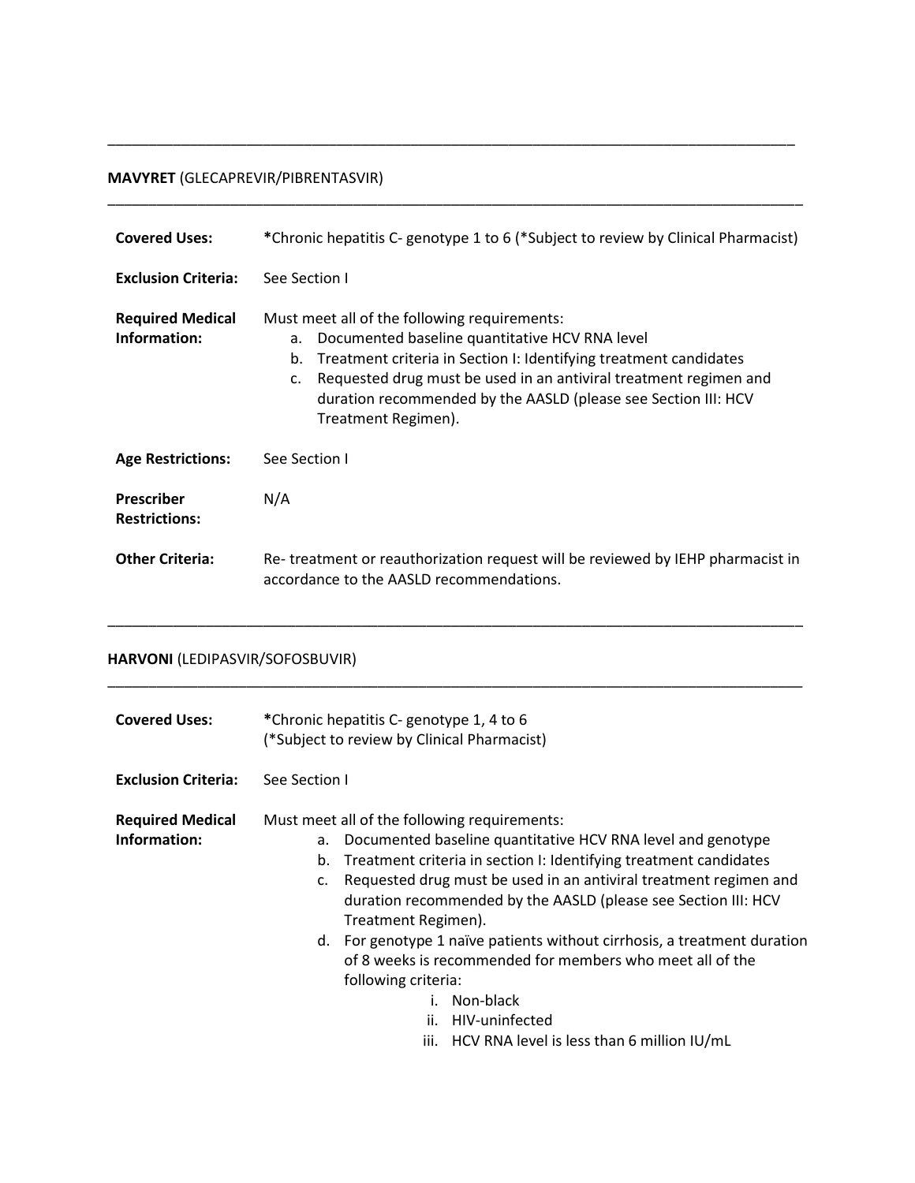---

**MAVYRET** (GLECAPREVIR/PIBRENTASVIR)

---

| | |
|---|---|
| **Covered Uses:** | ***Chronic hepatitis C- genotype 1 to 6 (*Subject to review by Clinical Pharmacist) |
| **Exclusion Criteria:** | See Section I |
| **Required Medical Information:** | Must meet all of the following requirements:<br>a. Documented baseline quantitative HCV RNA level<br>b. Treatment criteria in Section I: Identifying treatment candidates<br>c. Requested drug must be used in an antiviral treatment regimen and duration recommended by the AASLD (please see Section III: HCV Treatment Regimen). |
| **Age Restrictions:** | See Section I |
| **Prescriber Restrictions:** | N/A |
| **Other Criteria:** | Re- treatment or reauthorization request will be reviewed by IEHP pharmacist in accordance to the AASLD recommendations. |

---

**HARVONI** (LEDIPASVIR/SOFOSBUVIR)

---

| | |
|---|---|
| **Covered Uses:** | ***Chronic hepatitis C- genotype 1, 4 to 6<br>(*Subject to review by Clinical Pharmacist) |
| **Exclusion Criteria:** | See Section I |
| **Required Medical Information:** | Must meet all of the following requirements:<br>a. Documented baseline quantitative HCV RNA level and genotype<br>b. Treatment criteria in section I: Identifying treatment candidates<br>c. Requested drug must be used in an antiviral treatment regimen and duration recommended by the AASLD (please see Section III: HCV Treatment Regimen).<br>d. For genotype 1 naïve patients without cirrhosis, a treatment duration of 8 weeks is recommended for members who meet all of the following criteria:<br>i. Non-black<br>ii. HIV-uninfected<br>iii. HCV RNA level is less than 6 million IU/mL |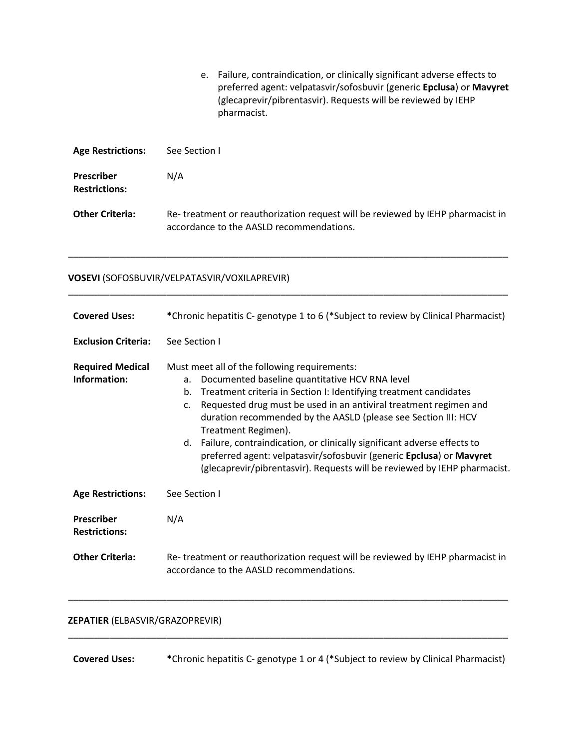e. Failure, contraindication, or clinically significant adverse effects to preferred agent: velpatasvir/sofosbuvir (generic **Epclusa**) or **Mavyret** (glecaprevir/pibrentasvir). Requests will be reviewed by IEHP pharmacist.

| | |
|---|---|
| **Age Restrictions:** | See Section I |
| **Prescriber Restrictions:** | N/A |
| **Other Criteria:** | Re- treatment or reauthorization request will be reviewed by IEHP pharmacist in accordance to the AASLD recommendations. |

---

**VOSEVI** (SOFOSBUVIR/VELPATASVIR/VOXILAPREVIR)

---

| | |
|---|---|
| **Covered Uses:** | ***Chronic hepatitis C- genotype 1 to 6 (*Subject to review by Clinical Pharmacist) |
| **Exclusion Criteria:** | See Section I |
| **Required Medical Information:** | Must meet all of the following requirements:<br>a. Documented baseline quantitative HCV RNA level<br>b. Treatment criteria in Section I: Identifying treatment candidates<br>c. Requested drug must be used in an antiviral treatment regimen and duration recommended by the AASLD (please see Section III: HCV Treatment Regimen).<br>d. Failure, contraindication, or clinically significant adverse effects to preferred agent: velpatasvir/sofosbuvir (generic **Epclusa**) or **Mavyret** (glecaprevir/pibrentasvir). Requests will be reviewed by IEHP pharmacist. |
| **Age Restrictions:** | See Section I |
| **Prescriber Restrictions:** | N/A |
| **Other Criteria:** | Re- treatment or reauthorization request will be reviewed by IEHP pharmacist in accordance to the AASLD recommendations. |

---

**ZEPATIER** (ELBASVIR/GRAZOPREVIR)

---

| | |
|---|---|
| **Covered Uses:** | ***Chronic hepatitis C- genotype 1 or 4 (*Subject to review by Clinical Pharmacist) |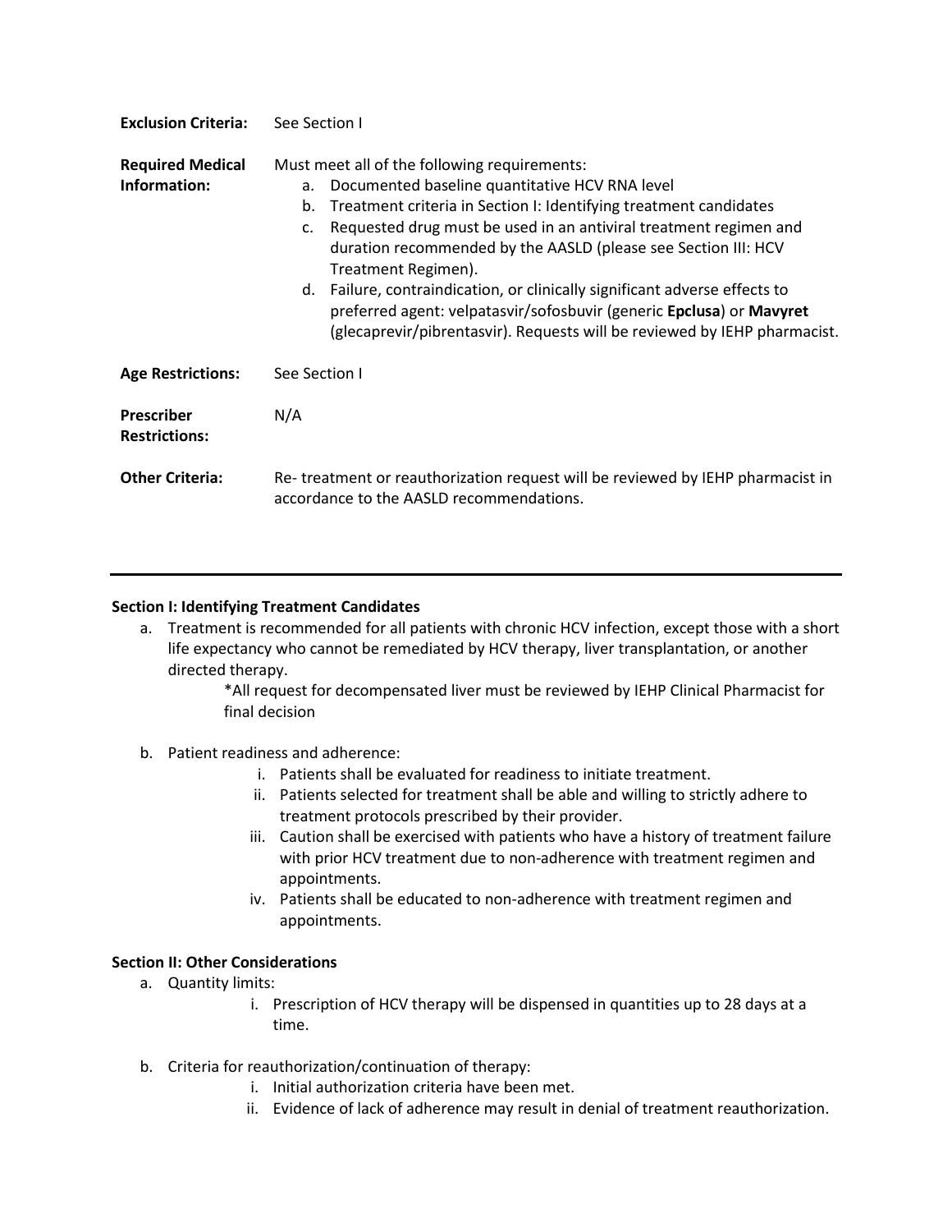| | |
|---|---|
| **Exclusion Criteria:** | See Section I |
| **Required Medical Information:** | Must meet all of the following requirements:<br>a. Documented baseline quantitative HCV RNA level<br>b. Treatment criteria in Section I: Identifying treatment candidates<br>c. Requested drug must be used in an antiviral treatment regimen and duration recommended by the AASLD (please see Section III: HCV Treatment Regimen).<br>d. Failure, contraindication, or clinically significant adverse effects to preferred agent: velpatasvir/sofosbuvir (generic **Epclusa**) or **Mavyret** (glecaprevir/pibrentasvir). Requests will be reviewed by IEHP pharmacist. |
| **Age Restrictions:** | See Section I |
| **Prescriber Restrictions:** | N/A |
| **Other Criteria:** | Re- treatment or reauthorization request will be reviewed by IEHP pharmacist in accordance to the AASLD recommendations. |

---

**Section I: Identifying Treatment Candidates**

a. Treatment is recommended for all patients with chronic HCV infection, except those with a short life expectancy who cannot be remediated by HCV therapy, liver transplantation, or another directed therapy.

   *All request for decompensated liver must be reviewed by IEHP Clinical Pharmacist for final decision

b. Patient readiness and adherence:
   i. Patients shall be evaluated for readiness to initiate treatment.
   ii. Patients selected for treatment shall be able and willing to strictly adhere to treatment protocols prescribed by their provider.
   iii. Caution shall be exercised with patients who have a history of treatment failure with prior HCV treatment due to non-adherence with treatment regimen and appointments.
   iv. Patients shall be educated to non-adherence with treatment regimen and appointments.

**Section II: Other Considerations**

a. Quantity limits:
   i. Prescription of HCV therapy will be dispensed in quantities up to 28 days at a time.

b. Criteria for reauthorization/continuation of therapy:
   i. Initial authorization criteria have been met.
   ii. Evidence of lack of adherence may result in denial of treatment reauthorization.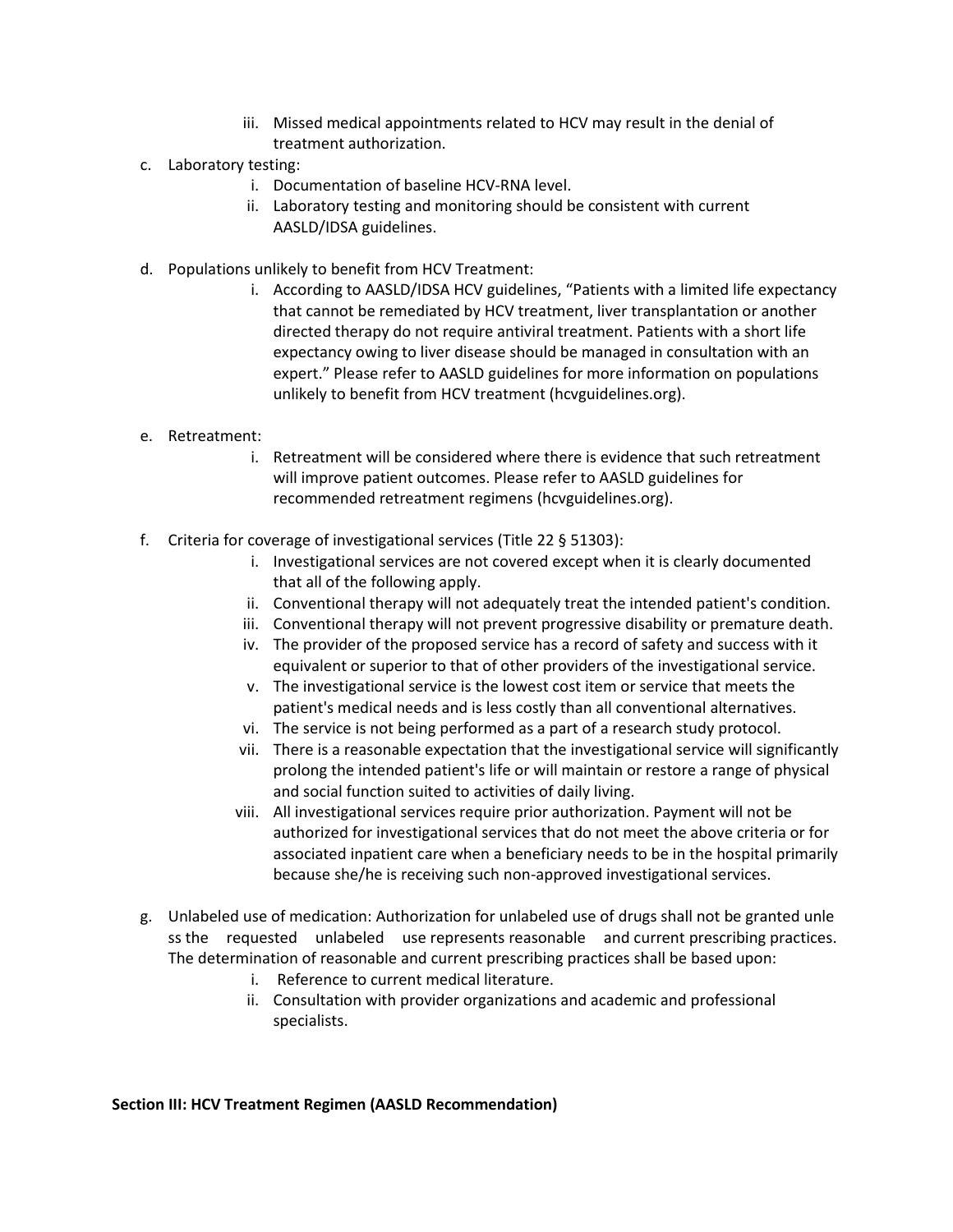iii. Missed medical appointments related to HCV may result in the denial of treatment authorization.

c. Laboratory testing:
   i. Documentation of baseline HCV-RNA level.
   ii. Laboratory testing and monitoring should be consistent with current AASLD/IDSA guidelines.

d. Populations unlikely to benefit from HCV Treatment:
   i. According to AASLD/IDSA HCV guidelines, "Patients with a limited life expectancy that cannot be remediated by HCV treatment, liver transplantation or another directed therapy do not require antiviral treatment. Patients with a short life expectancy owing to liver disease should be managed in consultation with an expert." Please refer to AASLD guidelines for more information on populations unlikely to benefit from HCV treatment (hcvguidelines.org).

e. Retreatment:
   i. Retreatment will be considered where there is evidence that such retreatment will improve patient outcomes. Please refer to AASLD guidelines for recommended retreatment regimens (hcvguidelines.org).

f. Criteria for coverage of investigational services (Title 22 § 51303):
   i. Investigational services are not covered except when it is clearly documented that all of the following apply.
   ii. Conventional therapy will not adequately treat the intended patient's condition.
   iii. Conventional therapy will not prevent progressive disability or premature death.
   iv. The provider of the proposed service has a record of safety and success with it equivalent or superior to that of other providers of the investigational service.
   v. The investigational service is the lowest cost item or service that meets the patient's medical needs and is less costly than all conventional alternatives.
   vi. The service is not being performed as a part of a research study protocol.
   vii. There is a reasonable expectation that the investigational service will significantly prolong the intended patient's life or will maintain or restore a range of physical and social function suited to activities of daily living.
   viii. All investigational services require prior authorization. Payment will not be authorized for investigational services that do not meet the above criteria or for associated inpatient care when a beneficiary needs to be in the hospital primarily because she/he is receiving such non-approved investigational services.

g. Unlabeled use of medication: Authorization for unlabeled use of drugs shall not be granted unle ss the requested unlabeled use represents reasonable and current prescribing practices. The determination of reasonable and current prescribing practices shall be based upon:
   i. Reference to current medical literature.
   ii. Consultation with provider organizations and academic and professional specialists.

**Section III: HCV Treatment Regimen (AASLD Recommendation)**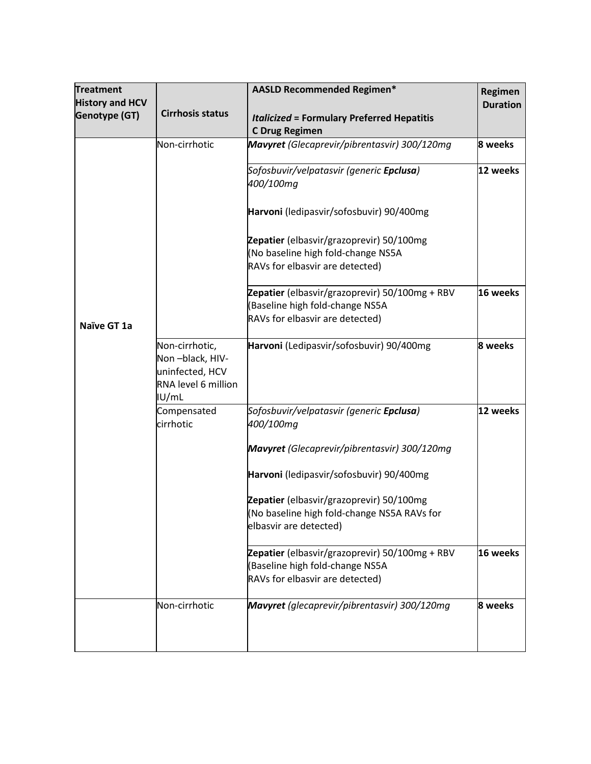| **Treatment History and HCV Genotype (GT)** | **Cirrhosis status** | **AASLD Recommended Regimen***<br><br>***Italicized* = Formulary Preferred Hepatitis C Drug Regimen** | **Regimen Duration** |
|---|---|---|---|
| **Naïve GT 1a** | Non-cirrhotic | ***Mavyret** (Glecaprevir/pibrentasvir) 300/120mg* | **8 weeks** |
| | | *Sofosbuvir/velpatasvir (generic **Epclusa**) 400/100mg*<br><br>**Harvoni** (ledipasvir/sofosbuvir) 90/400mg<br><br>**Zepatier** (elbasvir/grazoprevir) 50/100mg (No baseline high fold-change NS5A RAVs for elbasvir are detected) | **12 weeks** |
| | | **Zepatier** (elbasvir/grazoprevir) 50/100mg + RBV (Baseline high fold-change NS5A RAVs for elbasvir are detected) | **16 weeks** |
| | Non-cirrhotic, Non –black, HIV-uninfected, HCV RNA level 6 million IU/mL | **Harvoni** (Ledipasvir/sofosbuvir) 90/400mg | **8 weeks** |
| | Compensated cirrhotic | *Sofosbuvir/velpatasvir (generic **Epclusa**) 400/100mg*<br><br>***Mavyret** (Glecaprevir/pibrentasvir) 300/120mg*<br><br>**Harvoni** (ledipasvir/sofosbuvir) 90/400mg<br><br>**Zepatier** (elbasvir/grazoprevir) 50/100mg (No baseline high fold-change NS5A RAVs for elbasvir are detected) | **12 weeks** |
| | | **Zepatier** (elbasvir/grazoprevir) 50/100mg + RBV (Baseline high fold-change NS5A RAVs for elbasvir are detected) | **16 weeks** |
| | Non-cirrhotic | ***Mavyret** (glecaprevir/pibrentasvir) 300/120mg* | **8 weeks** |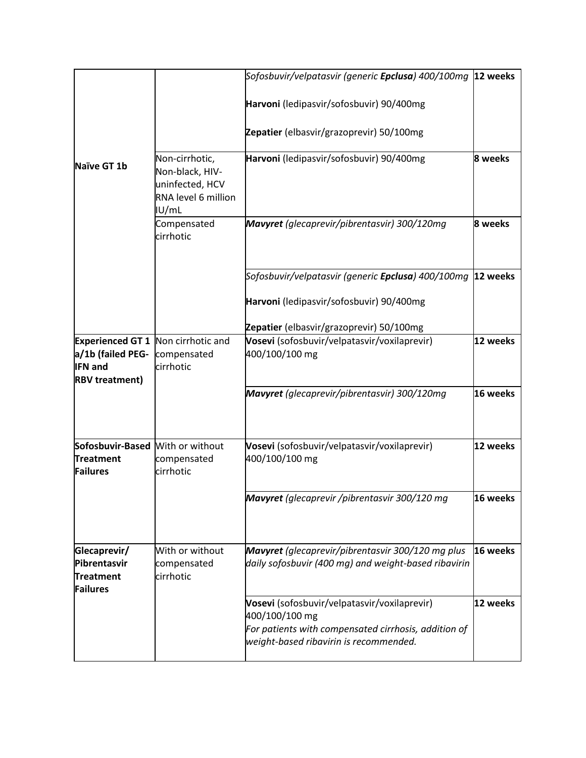| | | | |
|---|---|---|---|
| | | *Sofosbuvir/velpatasvir (generic **Epclusa**) 400/100mg*<br><br>**Harvoni** (ledipasvir/sofosbuvir) 90/400mg<br><br>**Zepatier** (elbasvir/grazoprevir) 50/100mg | **12 weeks** |
| **Naïve GT 1b** | Non-cirrhotic, Non-black, HIV-uninfected, HCV RNA level 6 million IU/mL | **Harvoni** (ledipasvir/sofosbuvir) 90/400mg | **8 weeks** |
| | Compensated cirrhotic | ***Mavyret** (glecaprevir/pibrentasvir) 300/120mg* | **8 weeks** |
| | | *Sofosbuvir/velpatasvir (generic **Epclusa**) 400/100mg*<br><br>**Harvoni** (ledipasvir/sofosbuvir) 90/400mg<br><br>**Zepatier** (elbasvir/grazoprevir) 50/100mg | **12 weeks** |
| **Experienced GT 1 a/1b (failed PEG-IFN and RBV treatment)** | Non cirrhotic and compensated cirrhotic | **Vosevi** (sofosbuvir/velpatasvir/voxilaprevir) 400/100/100 mg | **12 weeks** |
| | | ***Mavyret** (glecaprevir/pibrentasvir) 300/120mg* | **16 weeks** |
| **Sofosbuvir-Based Treatment Failures** | With or without compensated cirrhotic | **Vosevi** (sofosbuvir/velpatasvir/voxilaprevir) 400/100/100 mg | **12 weeks** |
| | | ***Mavyret** (glecaprevir /pibrentasvir 300/120 mg* | **16 weeks** |
| **Glecaprevir/ Pibrentasvir Treatment Failures** | With or without compensated cirrhotic | ***Mavyret** (glecaprevir/pibrentasvir 300/120 mg plus daily sofosbuvir (400 mg) and weight-based ribavirin* | **16 weeks** |
| | | **Vosevi** (sofosbuvir/velpatasvir/voxilaprevir) 400/100/100 mg<br>*For patients with compensated cirrhosis, addition of weight-based ribavirin is recommended.* | **12 weeks** |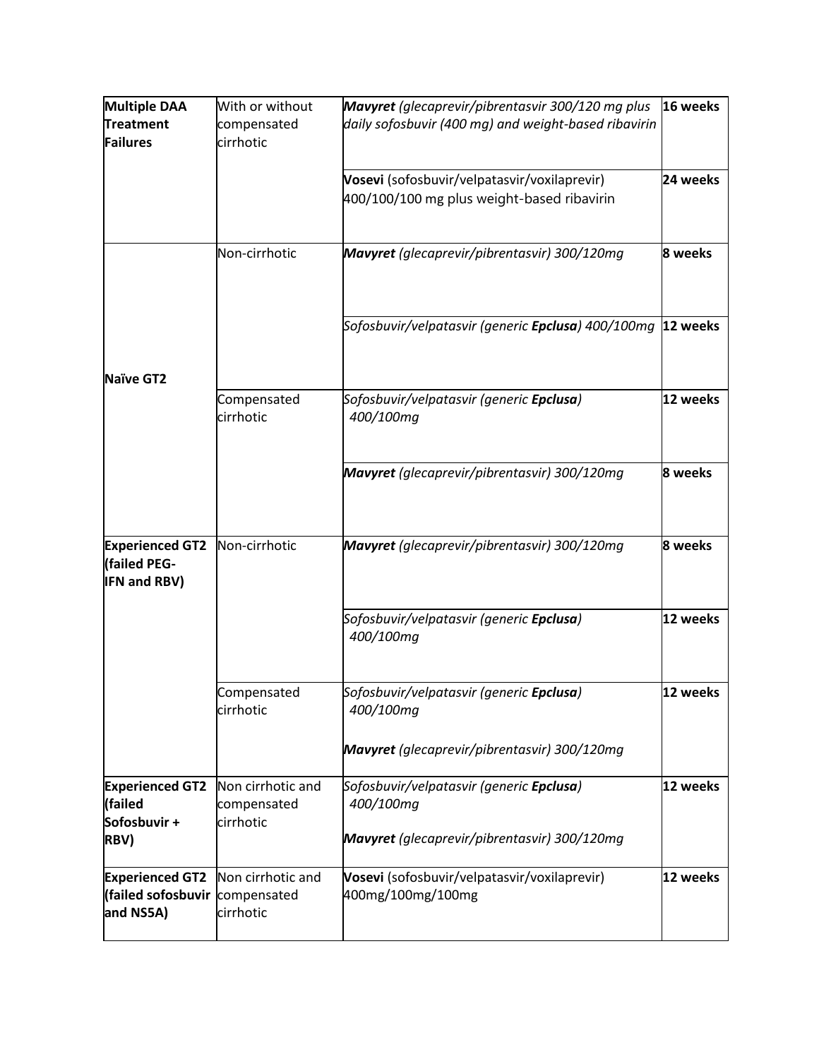| **Multiple DAA Treatment Failures** | With or without compensated cirrhotic | ***Mavyret*** *(glecaprevir/pibrentasvir 300/120 mg plus daily sofosbuvir (400 mg) and weight-based ribavirin* | **16 weeks** |
|---|---|---|---|
| | | **Vosevi** (sofosbuvir/velpatasvir/voxilaprevir) 400/100/100 mg plus weight-based ribavirin | **24 weeks** |
| **Naïve GT2** | Non-cirrhotic | ***Mavyret*** *(glecaprevir/pibrentasvir) 300/120mg* | **8 weeks** |
| | | *Sofosbuvir/velpatasvir (generic* ***Epclusa****) 400/100mg* | **12 weeks** |
| | Compensated cirrhotic | *Sofosbuvir/velpatasvir (generic* ***Epclusa****) 400/100mg* | **12 weeks** |
| | | ***Mavyret*** *(glecaprevir/pibrentasvir) 300/120mg* | **8 weeks** |
| **Experienced GT2 (failed PEG-IFN and RBV)** | Non-cirrhotic | ***Mavyret*** *(glecaprevir/pibrentasvir) 300/120mg* | **8 weeks** |
| | | *Sofosbuvir/velpatasvir (generic* ***Epclusa****) 400/100mg* | **12 weeks** |
| | Compensated cirrhotic | *Sofosbuvir/velpatasvir (generic* ***Epclusa****) 400/100mg*<br><br>***Mavyret*** *(glecaprevir/pibrentasvir) 300/120mg* | **12 weeks** |
| **Experienced GT2 (failed Sofosbuvir + RBV)** | Non cirrhotic and compensated cirrhotic | *Sofosbuvir/velpatasvir (generic* ***Epclusa****) 400/100mg*<br><br>***Mavyret*** *(glecaprevir/pibrentasvir) 300/120mg* | **12 weeks** |
| **Experienced GT2 (failed sofosbuvir and NS5A)** | Non cirrhotic and compensated cirrhotic | **Vosevi** (sofosbuvir/velpatasvir/voxilaprevir) 400mg/100mg/100mg | **12 weeks** |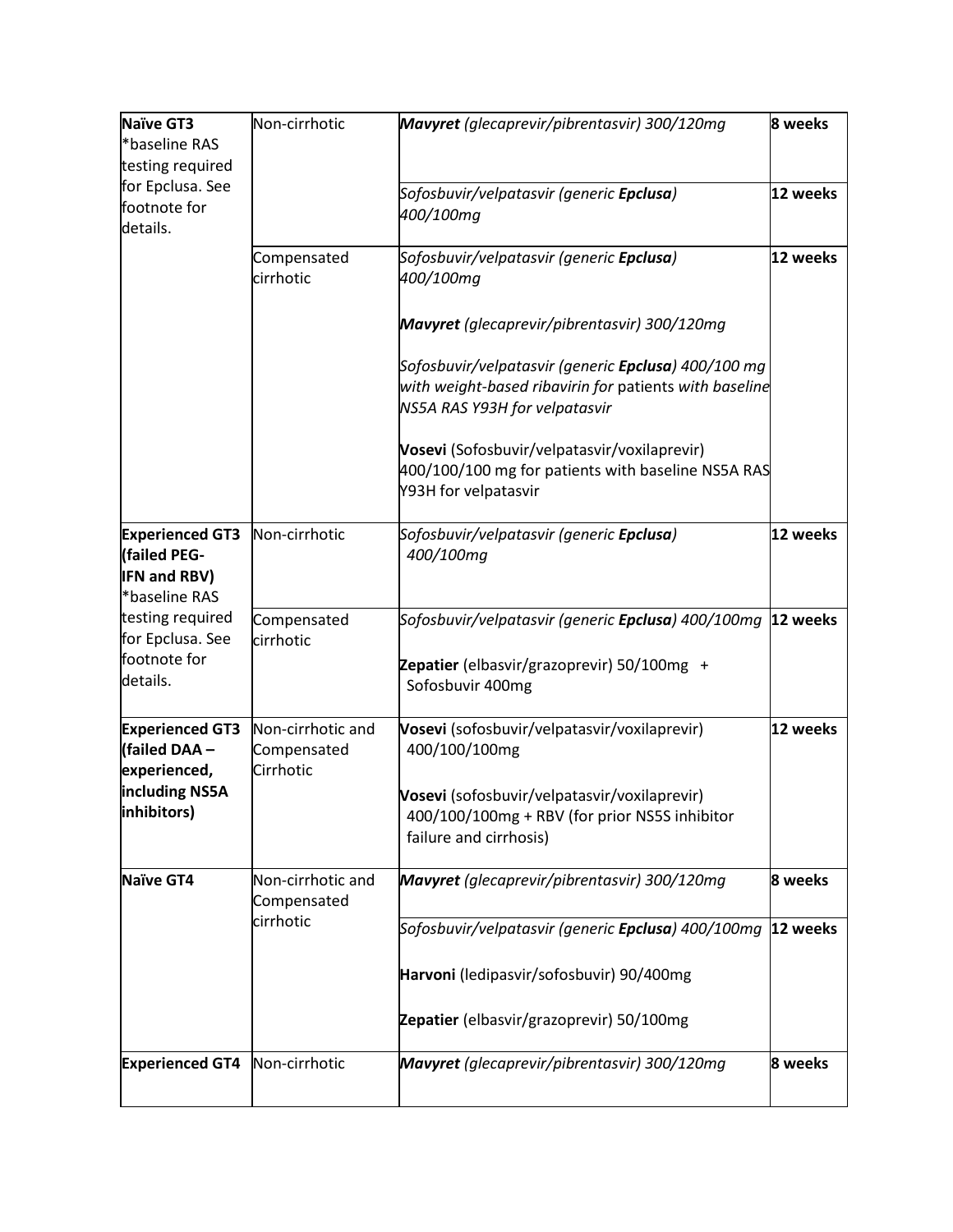| | | | |
|---|---|---|---|
| **Naïve GT3** *baseline RAS testing required for Epclusa. See footnote for details. | Non-cirrhotic | ***Mavyret*** *(glecaprevir/pibrentasvir) 300/120mg* | **8 weeks** |
| | | *Sofosbuvir/velpatasvir (generic* ***Epclusa****) 400/100mg* | **12 weeks** |
| | Compensated cirrhotic | *Sofosbuvir/velpatasvir (generic* ***Epclusa****) 400/100mg*<br><br>***Mavyret*** *(glecaprevir/pibrentasvir) 300/120mg*<br><br>*Sofosbuvir/velpatasvir (generic* ***Epclusa****) 400/100 mg with weight-based ribavirin for* patients *with baseline NS5A RAS Y93H for velpatasvir*<br><br>**Vosevi** (Sofosbuvir/velpatasvir/voxilaprevir) 400/100/100 mg for patients with baseline NS5A RAS Y93H for velpatasvir | **12 weeks** |
| **Experienced GT3 (failed PEG-IFN and RBV)** *baseline RAS testing required for Epclusa. See footnote for details. | Non-cirrhotic | *Sofosbuvir/velpatasvir (generic* ***Epclusa****) 400/100mg* | **12 weeks** |
| | Compensated cirrhotic | *Sofosbuvir/velpatasvir (generic* ***Epclusa****) 400/100mg*<br><br>**Zepatier** (elbasvir/grazoprevir) 50/100mg + Sofosbuvir 400mg | **12 weeks** |
| **Experienced GT3 (failed DAA – experienced, including NS5A inhibitors)** | Non-cirrhotic and Compensated Cirrhotic | **Vosevi** (sofosbuvir/velpatasvir/voxilaprevir) 400/100/100mg<br><br>**Vosevi** (sofosbuvir/velpatasvir/voxilaprevir) 400/100/100mg + RBV (for prior NS5S inhibitor failure and cirrhosis) | **12 weeks** |
| **Naïve GT4** | Non-cirrhotic and Compensated cirrhotic | ***Mavyret*** *(glecaprevir/pibrentasvir) 300/120mg* | **8 weeks** |
| | | *Sofosbuvir/velpatasvir (generic* ***Epclusa****) 400/100mg*<br><br>**Harvoni** (ledipasvir/sofosbuvir) 90/400mg<br><br>**Zepatier** (elbasvir/grazoprevir) 50/100mg | **12 weeks** |
| **Experienced GT4** | Non-cirrhotic | ***Mavyret*** *(glecaprevir/pibrentasvir) 300/120mg* | **8 weeks** |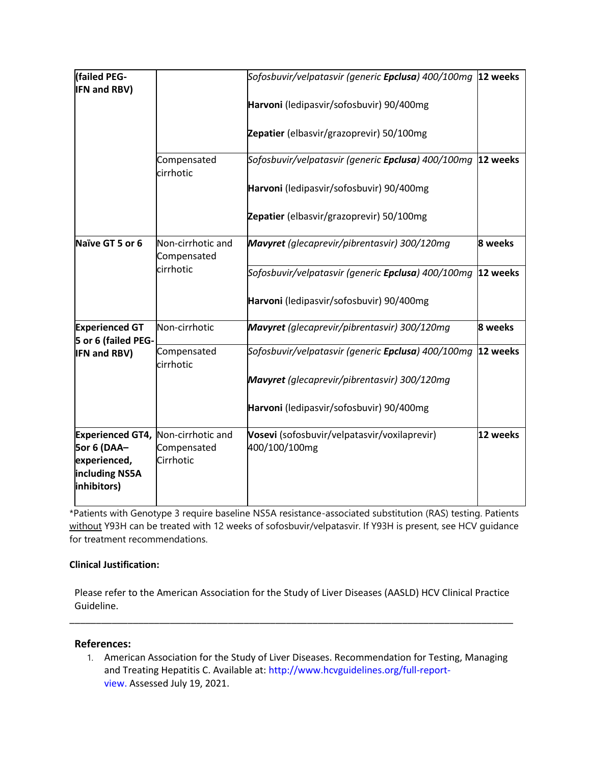| | | | |
|---|---|---|---|
| **(failed PEG-IFN and RBV)** | | *Sofosbuvir/velpatasvir (generic **Epclusa**) 400/100mg*<br><br>**Harvoni** (ledipasvir/sofosbuvir) 90/400mg<br><br>**Zepatier** (elbasvir/grazoprevir) 50/100mg | **12 weeks** |
| | Compensated cirrhotic | *Sofosbuvir/velpatasvir (generic **Epclusa**) 400/100mg*<br><br>**Harvoni** (ledipasvir/sofosbuvir) 90/400mg<br><br>**Zepatier** (elbasvir/grazoprevir) 50/100mg | **12 weeks** |
| **Naïve GT 5 or 6** | Non-cirrhotic and Compensated cirrhotic | ***Mavyret** (glecaprevir/pibrentasvir) 300/120mg* | **8 weeks** |
| | | *Sofosbuvir/velpatasvir (generic **Epclusa**) 400/100mg*<br><br>**Harvoni** (ledipasvir/sofosbuvir) 90/400mg | **12 weeks** |
| **Experienced GT 5 or 6 (failed PEG-IFN and RBV)** | Non-cirrhotic | ***Mavyret** (glecaprevir/pibrentasvir) 300/120mg* | **8 weeks** |
| | Compensated cirrhotic | *Sofosbuvir/velpatasvir (generic **Epclusa**) 400/100mg*<br><br>***Mavyret** (glecaprevir/pibrentasvir) 300/120mg*<br><br>**Harvoni** (ledipasvir/sofosbuvir) 90/400mg | **12 weeks** |
| **Experienced GT4, 5or 6 (DAA–experienced, including NS5A inhibitors)** | Non-cirrhotic and Compensated Cirrhotic | **Vosevi** (sofosbuvir/velpatasvir/voxilaprevir) 400/100/100mg | **12 weeks** |

*Patients with Genotype 3 require baseline NS5A resistance-associated substitution (RAS) testing. Patients <u>without</u> Y93H can be treated with 12 weeks of sofosbuvir/velpatasvir. If Y93H is present, see HCV guidance for treatment recommendations.

**Clinical Justification:**

Please refer to the American Association for the Study of Liver Diseases (AASLD) HCV Clinical Practice Guideline.

---

## References:

1. American Association for the Study of Liver Diseases. Recommendation for Testing, Managing and Treating Hepatitis C. Available at: http://www.hcvguidelines.org/full-report-view. Assessed July 19, 2021.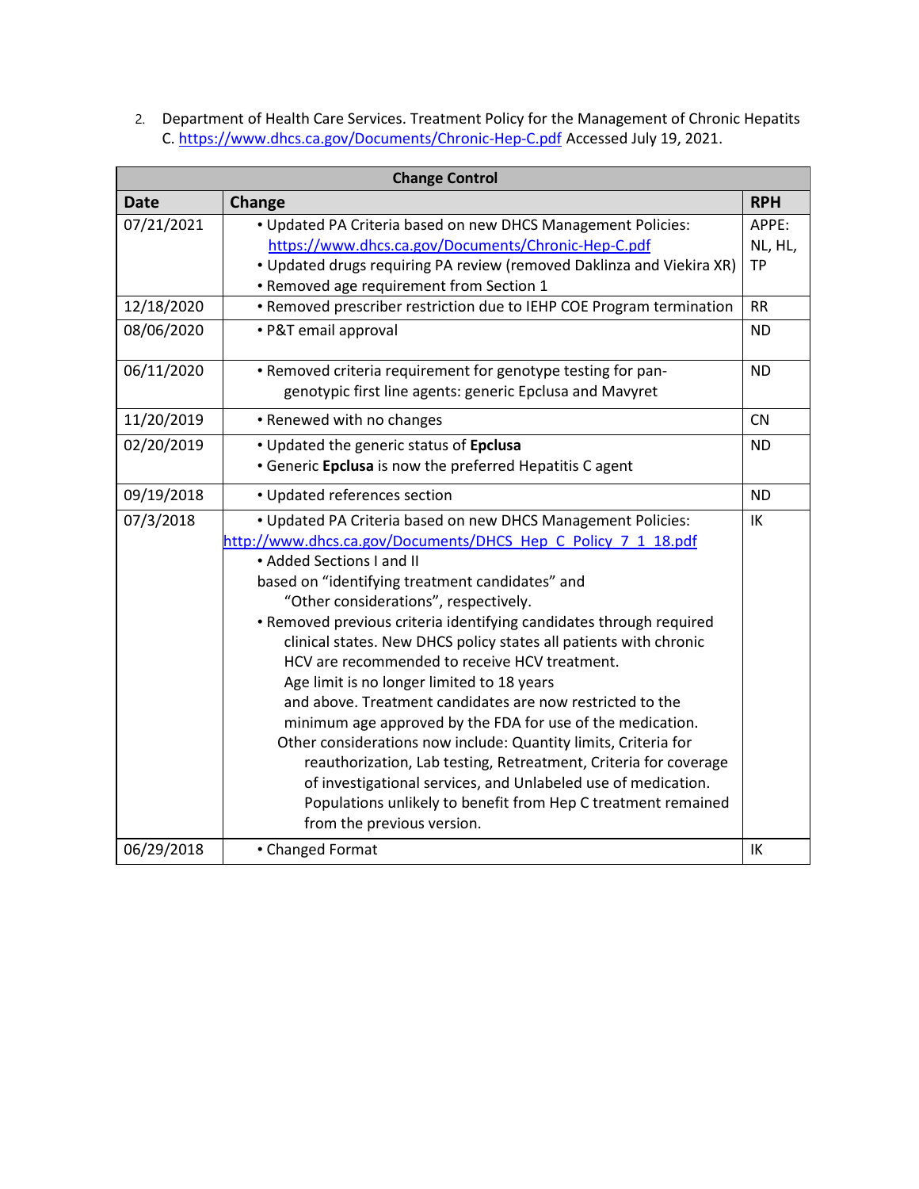2. Department of Health Care Services. Treatment Policy for the Management of Chronic Hepatits C. https://www.dhcs.ca.gov/Documents/Chronic-Hep-C.pdf Accessed July 19, 2021.

| Change Control | | |
|---|---|---|
| **Date** | **Change** | **RPH** |
| 07/21/2021 | • Updated PA Criteria based on new DHCS Management Policies: https://www.dhcs.ca.gov/Documents/Chronic-Hep-C.pdf<br>• Updated drugs requiring PA review (removed Daklinza and Viekira XR)<br>• Removed age requirement from Section 1 | APPE: NL, HL, TP |
| 12/18/2020 | • Removed prescriber restriction due to IEHP COE Program termination | RR |
| 08/06/2020 | • P&T email approval | ND |
| 06/11/2020 | • Removed criteria requirement for genotype testing for pan-genotypic first line agents: generic Epclusa and Mavyret | ND |
| 11/20/2019 | • Renewed with no changes | CN |
| 02/20/2019 | • Updated the generic status of **Epclusa**<br>• Generic **Epclusa** is now the preferred Hepatitis C agent | ND |
| 09/19/2018 | • Updated references section | ND |
| 07/3/2018 | • Updated PA Criteria based on new DHCS Management Policies: http://www.dhcs.ca.gov/Documents/DHCS_Hep_C_Policy_7_1_18.pdf<br>• Added Sections I and II based on "identifying treatment candidates" and "Other considerations", respectively.<br>• Removed previous criteria identifying candidates through required clinical states. New DHCS policy states all patients with chronic HCV are recommended to receive HCV treatment. Age limit is no longer limited to 18 years and above. Treatment candidates are now restricted to the minimum age approved by the FDA for use of the medication. Other considerations now include: Quantity limits, Criteria for reauthorization, Lab testing, Retreatment, Criteria for coverage of investigational services, and Unlabeled use of medication. Populations unlikely to benefit from Hep C treatment remained from the previous version. | IK |
| 06/29/2018 | • Changed Format | IK |